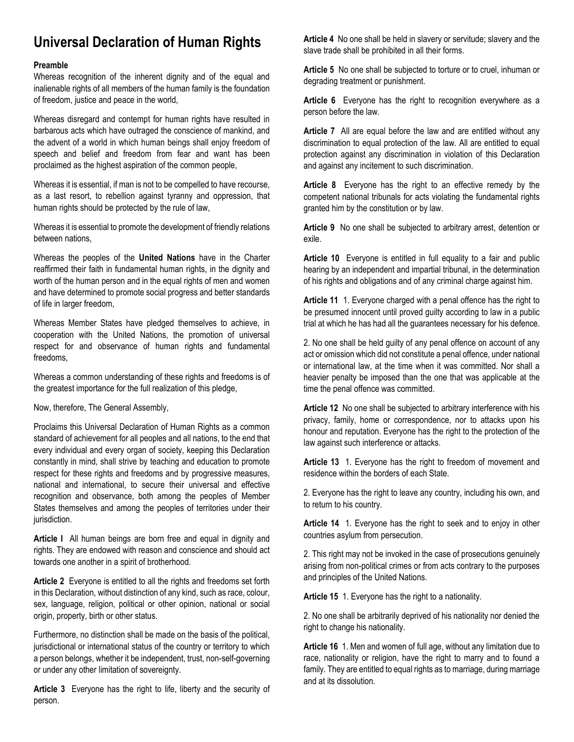# Universal Declaration of Human Rights

**Preamble**

Whereas recognition of the inherent dignity and of the equal and inalienable rights of all members of the human family is the foundation of freedom, justice and peace in the world,

Whereas disregard and contempt for human rights have resulted in barbarous acts which have outraged the conscience of mankind, and the advent of a world in which human beings shall enjoy freedom of speech and belief and freedom from fear and want has been proclaimed as the highest aspiration of the common people,

Whereas it is essential, if man is not to be compelled to have recourse, as a last resort, to rebellion against tyranny and oppression, that human rights should be protected by the rule of law,

Whereas it is essential to promote the development of friendly relations between nations,

Whereas the peoples of the **United Nations** have in the Charter reaffirmed their faith in fundamental human rights, in the dignity and worth of the human person and in the equal rights of men and women and have determined to promote social progress and better standards of life in larger freedom,

Whereas Member States have pledged themselves to achieve, in cooperation with the United Nations, the promotion of universal respect for and observance of human rights and fundamental freedoms,

Whereas a common understanding of these rights and freedoms is of the greatest importance for the full realization of this pledge,

Now, therefore, The General Assembly,

Proclaims this Universal Declaration of Human Rights as a common standard of achievement for all peoples and all nations, to the end that every individual and every organ of society, keeping this Declaration constantly in mind, shall strive by teaching and education to promote respect for these rights and freedoms and by progressive measures, national and international, to secure their universal and effective recognition and observance, both among the peoples of Member States themselves and among the peoples of territories under their jurisdiction.

**Article I** All human beings are born free and equal in dignity and rights. They are endowed with reason and conscience and should act towards one another in a spirit of brotherhood.

**Article 2** Everyone is entitled to all the rights and freedoms set forth in this Declaration, without distinction of any kind, such as race, colour, sex, language, religion, political or other opinion, national or social origin, property, birth or other status.

Furthermore, no distinction shall be made on the basis of the political, jurisdictional or international status of the country or territory to which a person belongs, whether it be independent, trust, non-self-governing or under any other limitation of sovereignty.

**Article 3** Everyone has the right to life, liberty and the security of person.

**Article 4** No one shall be held in slavery or servitude; slavery and the slave trade shall be prohibited in all their forms.

**Article 5** No one shall be subjected to torture or to cruel, inhuman or degrading treatment or punishment.

**Article 6** Everyone has the right to recognition everywhere as a person before the law.

**Article 7** All are equal before the law and are entitled without any discrimination to equal protection of the law. All are entitled to equal protection against any discrimination in violation of this Declaration and against any incitement to such discrimination.

**Article 8** Everyone has the right to an effective remedy by the competent national tribunals for acts violating the fundamental rights granted him by the constitution or by law.

**Article 9** No one shall be subjected to arbitrary arrest, detention or exile.

**Article 10** Everyone is entitled in full equality to a fair and public hearing by an independent and impartial tribunal, in the determination of his rights and obligations and of any criminal charge against him.

**Article 11** 1. Everyone charged with a penal offence has the right to be presumed innocent until proved guilty according to law in a public trial at which he has had all the guarantees necessary for his defence.

2. No one shall be held guilty of any penal offence on account of any act or omission which did not constitute a penal offence, under national or international law, at the time when it was committed. Nor shall a heavier penalty be imposed than the one that was applicable at the time the penal offence was committed.

**Article 12** No one shall be subjected to arbitrary interference with his privacy, family, home or correspondence, nor to attacks upon his honour and reputation. Everyone has the right to the protection of the law against such interference or attacks.

**Article 13** 1. Everyone has the right to freedom of movement and residence within the borders of each State.

2. Everyone has the right to leave any country, including his own, and to return to his country.

**Article 14** 1. Everyone has the right to seek and to enjoy in other countries asylum from persecution.

2. This right may not be invoked in the case of prosecutions genuinely arising from non-political crimes or from acts contrary to the purposes and principles of the United Nations.

**Article 15** 1. Everyone has the right to a nationality.

2. No one shall be arbitrarily deprived of his nationality nor denied the right to change his nationality.

**Article 16** 1. Men and women of full age, without any limitation due to race, nationality or religion, have the right to marry and to found a family. They are entitled to equal rights as to marriage, during marriage and at its dissolution.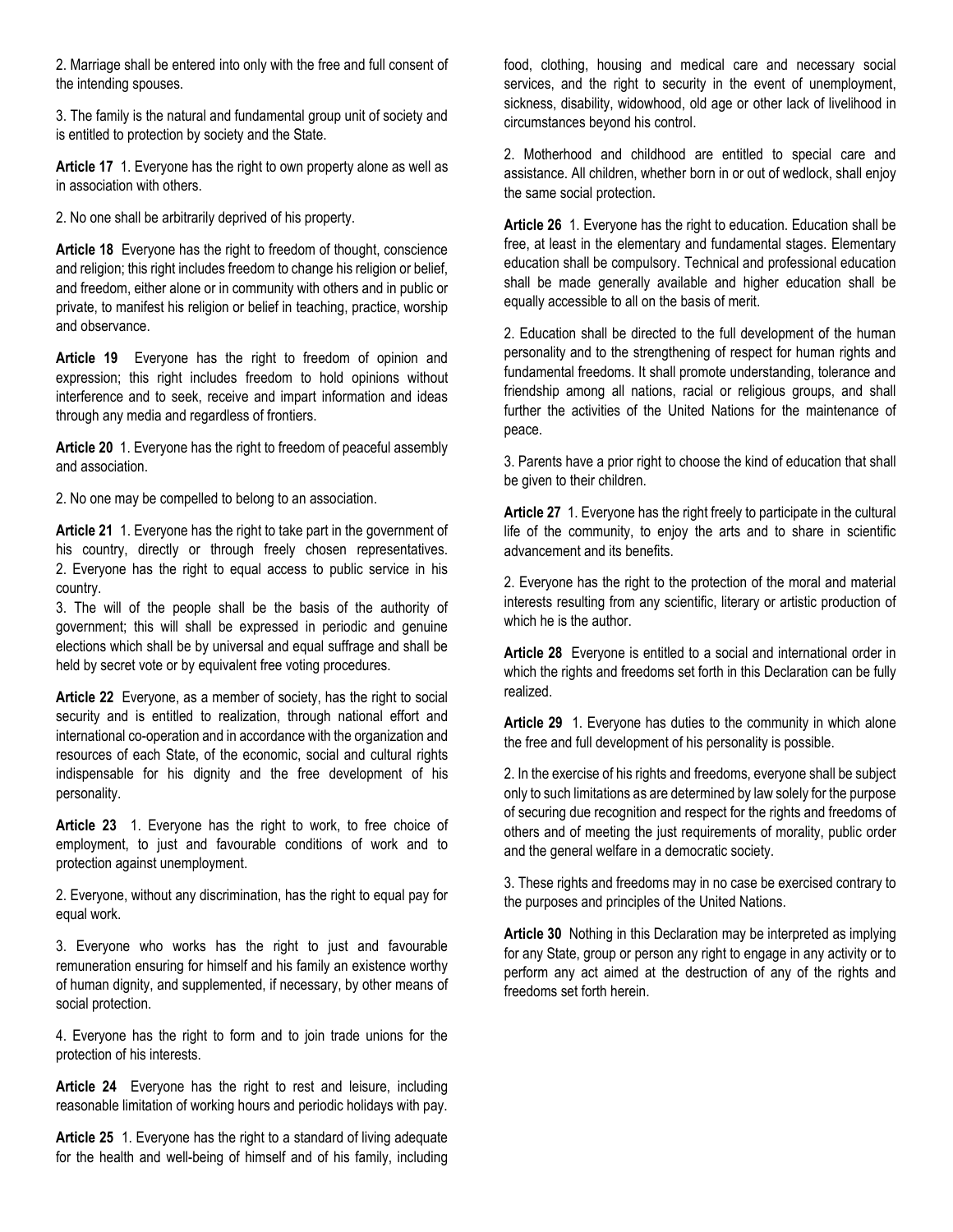2. Marriage shall be entered into only with the free and full consent of the intending spouses.

3. The family is the natural and fundamental group unit of society and is entitled to protection by society and the State.

**Article 17** 1. Everyone has the right to own property alone as well as in association with others.

2. No one shall be arbitrarily deprived of his property.

**Article 18** Everyone has the right to freedom of thought, conscience and religion; this right includes freedom to change his religion or belief, and freedom, either alone or in community with others and in public or private, to manifest his religion or belief in teaching, practice, worship and observance.

**Article 19** Everyone has the right to freedom of opinion and expression; this right includes freedom to hold opinions without interference and to seek, receive and impart information and ideas through any media and regardless of frontiers.

**Article 20** 1. Everyone has the right to freedom of peaceful assembly and association.

2. No one may be compelled to belong to an association.

**Article 21** 1. Everyone has the right to take part in the government of his country, directly or through freely chosen representatives.
2. Everyone has the right to equal access to public service in his country.
3. The will of the people shall be the basis of the authority of government; this will shall be expressed in periodic and genuine elections which shall be by universal and equal suffrage and shall be held by secret vote or by equivalent free voting procedures.

**Article 22** Everyone, as a member of society, has the right to social security and is entitled to realization, through national effort and international co-operation and in accordance with the organization and resources of each State, of the economic, social and cultural rights indispensable for his dignity and the free development of his personality.

**Article 23** 1. Everyone has the right to work, to free choice of employment, to just and favourable conditions of work and to protection against unemployment.

2. Everyone, without any discrimination, has the right to equal pay for equal work.

3. Everyone who works has the right to just and favourable remuneration ensuring for himself and his family an existence worthy of human dignity, and supplemented, if necessary, by other means of social protection.

4. Everyone has the right to form and to join trade unions for the protection of his interests.

**Article 24** Everyone has the right to rest and leisure, including reasonable limitation of working hours and periodic holidays with pay.

**Article 25** 1. Everyone has the right to a standard of living adequate for the health and well-being of himself and of his family, including food, clothing, housing and medical care and necessary social services, and the right to security in the event of unemployment, sickness, disability, widowhood, old age or other lack of livelihood in circumstances beyond his control.

2. Motherhood and childhood are entitled to special care and assistance. All children, whether born in or out of wedlock, shall enjoy the same social protection.

**Article 26** 1. Everyone has the right to education. Education shall be free, at least in the elementary and fundamental stages. Elementary education shall be compulsory. Technical and professional education shall be made generally available and higher education shall be equally accessible to all on the basis of merit.

2. Education shall be directed to the full development of the human personality and to the strengthening of respect for human rights and fundamental freedoms. It shall promote understanding, tolerance and friendship among all nations, racial or religious groups, and shall further the activities of the United Nations for the maintenance of peace.

3. Parents have a prior right to choose the kind of education that shall be given to their children.

**Article 27** 1. Everyone has the right freely to participate in the cultural life of the community, to enjoy the arts and to share in scientific advancement and its benefits.

2. Everyone has the right to the protection of the moral and material interests resulting from any scientific, literary or artistic production of which he is the author.

**Article 28** Everyone is entitled to a social and international order in which the rights and freedoms set forth in this Declaration can be fully realized.

**Article 29** 1. Everyone has duties to the community in which alone the free and full development of his personality is possible.

2. In the exercise of his rights and freedoms, everyone shall be subject only to such limitations as are determined by law solely for the purpose of securing due recognition and respect for the rights and freedoms of others and of meeting the just requirements of morality, public order and the general welfare in a democratic society.

3. These rights and freedoms may in no case be exercised contrary to the purposes and principles of the United Nations.

**Article 30** Nothing in this Declaration may be interpreted as implying for any State, group or person any right to engage in any activity or to perform any act aimed at the destruction of any of the rights and freedoms set forth herein.